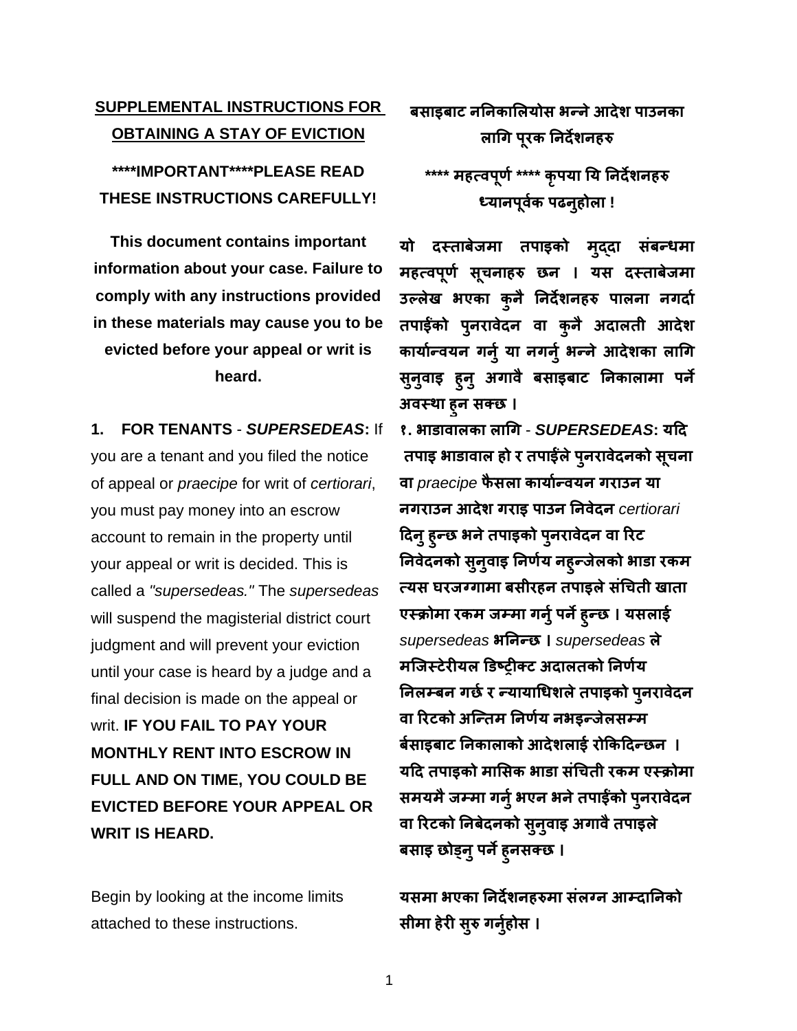**SUPPLEMENTAL INSTRUCTIONS FOR OBTAINING A STAY OF EVICTION**

**बसाइबाट ननिकालियोस भन्ने आदेश पाउनका लागि पूरक निर्देशनहरु**

**\*\*\*\*IMPORTANT\*\*\*\*PLEASE READ THESE INSTRUCTIONS CAREFULLY!**

**\*\*\*\* महत्वपूर्ण \*\*\*\* कृपया यि निर्देशनहरु ध्यानपूर्वक पढनुहोला !**

**This document contains important information about your case. Failure to comply with any instructions provided in these materials may cause you to be evicted before your appeal or writ is heard.**

**यो दस्ताबेजमा तपाइको मुद्दा संबन्धमा महत्वपूर्ण सूचनाहरु छन । यस दस्ताबेजमा उल्लेख भएका कुनै निर्देशनहरु पालना नगर्दा तपाईंको पुनरावेदन वा कुनै अदालती आदेश कार्यान्वयन गर्नु या नगर्नु भन्ने आदेशका लागि सुनुवाइ हुनु अगावै बसाइबाट निकालामा पर्ने अवस्था हुन सक्छ ।**

**1. FOR TENANTS** - ***SUPERSEDEAS*:** If you are a tenant and you filed the notice of appeal or *praecipe* for writ of *certiorari*, you must pay money into an escrow account to remain in the property until your appeal or writ is decided. This is called a *"supersedeas."* The *supersedeas* will suspend the magisterial district court judgment and will prevent your eviction until your case is heard by a judge and a final decision is made on the appeal or writ. **IF YOU FAIL TO PAY YOUR MONTHLY RENT INTO ESCROW IN FULL AND ON TIME, YOU COULD BE EVICTED BEFORE YOUR APPEAL OR WRIT IS HEARD.**

**१. भाडावालका लागि** - ***SUPERSEDEAS*: यदि तपाइ भाडावाल हो र तपाईंले पुनरावेदनको सूचना वा** *praecipe* **फैसला कार्यान्वयन गराउन या नगराउन आदेश गराइ पाउन निवेदन** *certiorari* **दिनु हुन्छ भने तपाइको पुनरावेदन वा रिट निवेदनको सुनुवाइ निर्णय नहुन्जेलको भाडा रकम त्यस घरजग्गामा बसीरहन तपाइले संचिती खाता एस्क्रोमा रकम जम्मा गर्नु पर्ने हुन्छ । यसलाई** *supersedeas* **भनिन्छ ।** *supersedeas* **ले मजिस्टेरीयल डिष्ट्रीक्ट अदालतको निर्णय निलम्बन गर्छ र न्यायाधिशले तपाइको पुनरावेदन वा रिटको अन्तिम निर्णय नभइन्जेलसम्म बसाइबाट निकालाको आदेशलाई रोकिदिन्छन । यदि तपाइको मासिक भाडा संचिती रकम एस्क्रोमा समयमै जम्मा गर्नु भएन भने तपाईंको पुनरावेदन वा रिटको निबेदनको सुनुवाइ अगावै तपाइले बसाइ छोड्नु पर्ने हुनसक्छ ।**

Begin by looking at the income limits attached to these instructions.

**यसमा भएका निर्देशनहरुमा संलग्न आम्दानिको सीमा हेरी सुरु गर्नुहोस ।**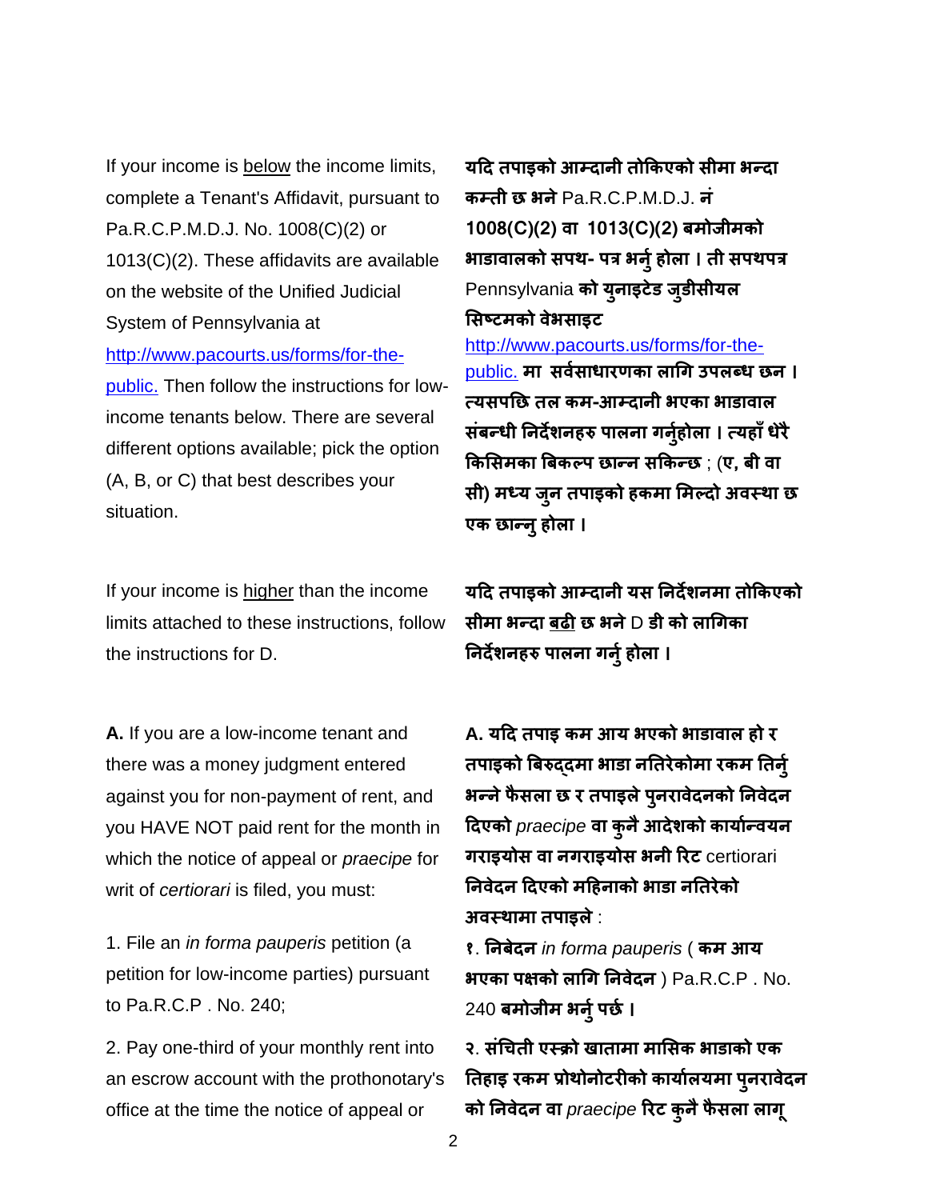If your income is below the income limits, complete a Tenant's Affidavit, pursuant to Pa.R.C.P.M.D.J. No. 1008(C)(2) or 1013(C)(2). These affidavits are available on the website of the Unified Judicial System of Pennsylvania at http://www.pacourts.us/forms/for-the-public. Then follow the instructions for low-income tenants below. There are several different options available; pick the option (A, B, or C) that best describes your situation.

**यदि तपाइको आम्दानी तोकिएको सीमा भन्दा कम्ती छ भने** Pa.R.C.P.M.D.J. **नं 1008(C)(2) वा 1013(C)(2) बमोजीमको भाडावालको सपथ- पत्र भर्नु होला । ती सपथपत्र** Pennsylvania **को युनाइटेड जुडीसीयल सिष्टमको वेभसाइट** http://www.pacourts.us/forms/for-the-public. **मा सर्वसाधारणका लागि उपलब्ध छन । त्यसपछि तल कम-आम्दानी भएका भाडावाल संबन्धी निर्देशनहरु पालना गर्नुहोला । त्यहाँ धेरै किसिमका बिकल्प छान्न सकिन्छ ; (ए, बी वा सी) मध्य जुन तपाइको हकमा मिल्दो अवस्था छ एक छान्नु होला ।**

If your income is higher than the income limits attached to these instructions, follow the instructions for D.

**यदि तपाइको आम्दानी यस निर्देशनमा तोकिएको सीमा भन्दा बढी छ भने** D **डी को लागिका निर्देशनहरु पालना गर्नु होला ।**

**A.** If you are a low-income tenant and there was a money judgment entered against you for non-payment of rent, and you HAVE NOT paid rent for the month in which the notice of appeal or *praecipe* for writ of *certiorari* is filed, you must:

1. File an *in forma pauperis* petition (a petition for low-income parties) pursuant to Pa.R.C.P . No. 240;

2. Pay one-third of your monthly rent into an escrow account with the prothonotary's office at the time the notice of appeal or

**A. यदि तपाइ कम आय भएको भाडावाल हो र तपाइको बिरुद्दमा भाडा नतिरेकोमा रकम तिर्नु भन्ने फैसला छ र तपाइले पुनरावेदनको निवेदन दिएको** *praecipe* **वा कुनै आदेशको कार्यान्वयन गराइयोस वा नगराइयोस भनी रिट** certiorari **निवेदन दिएको महिनाको भाडा नतिरेको अवस्थामा तपाइले** :

**१. निबेदन** *in forma pauperis* ( **कम आय भएका पक्षको लागि निवेदन** ) Pa.R.C.P . No. 240 **बमोजीम भर्नु पर्छ ।**

**२. संचिती एस्क्रो खातामा मासिक भाडाको एक तिहाइ रकम प्रोथोनोटरीको कार्यालयमा पुनरावेदन को निवेदन वा** *praecipe* **रिट कुनै फैसला लागू**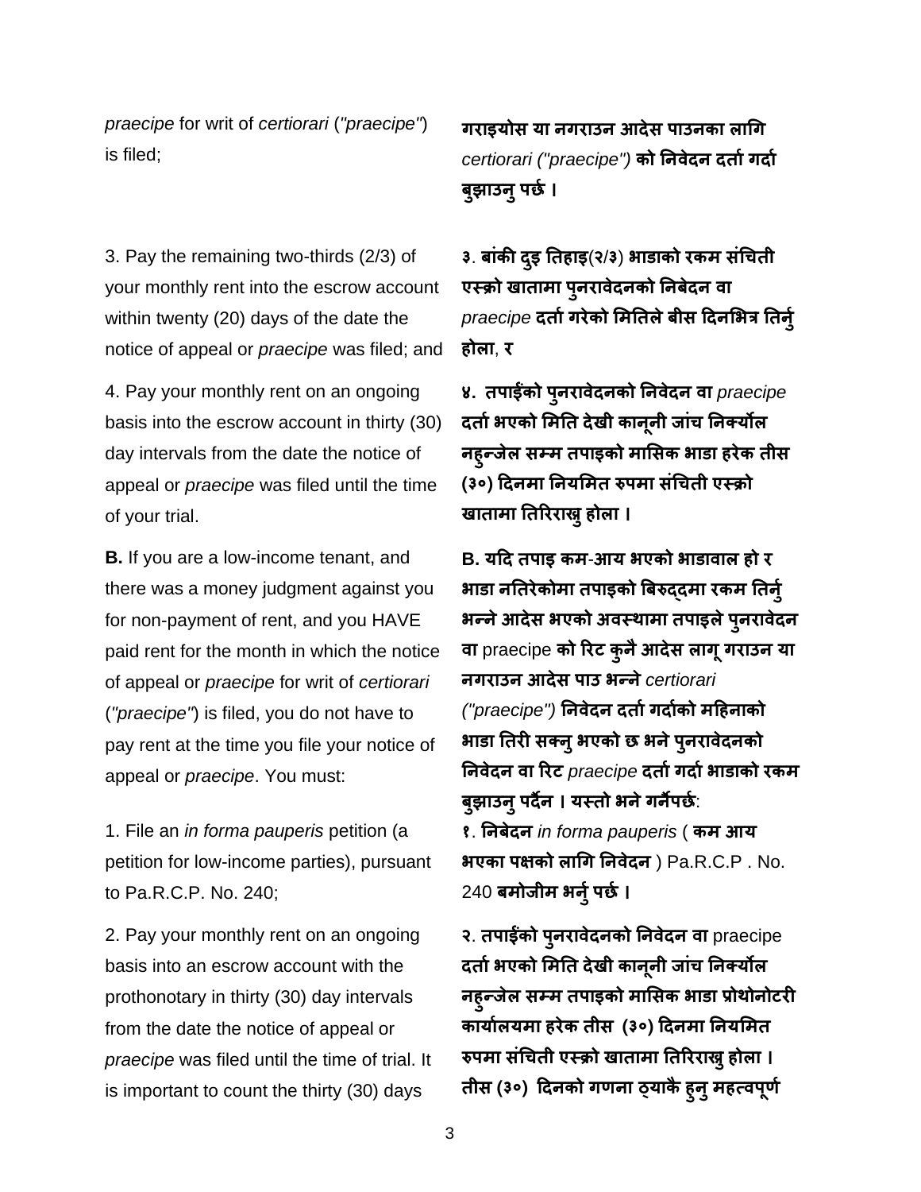*praecipe* for writ of *certiorari* (*"praecipe"*) is filed;

**गराइयोस या नगराउन आदेस पाउनका लागि** *certiorari ("praecipe")* **को निवेदन दर्ता गर्दा बुझाउनु पर्छ ।**

3. Pay the remaining two-thirds (2/3) of your monthly rent into the escrow account within twenty (20) days of the date the notice of appeal or *praecipe* was filed; and

**३. बांकी दुइ तिहाइ(२/३) भाडाको रकम संचिती एस्क्रो खातामा पुनरावेदनको निबेदन वा** *praecipe* **दर्ता गरेको मितिले बीस दिनभित्र तिर्नु होला, र**

4. Pay your monthly rent on an ongoing basis into the escrow account in thirty (30) day intervals from the date the notice of appeal or *praecipe* was filed until the time of your trial.

**४. तपाईंको पुनरावेदनको निवेदन वा** *praecipe* **दर्ता भएको मिति देखी कानूनी जांच निर्क्योल नहुन्जेल सम्म तपाइको मासिक भाडा हरेक तीस (३०) दिनमा नियमित रुपमा संचिती एस्क्रो खातामा तिरिराख्नु होला ।**

**B.** If you are a low-income tenant, and there was a money judgment against you for non-payment of rent, and you HAVE paid rent for the month in which the notice of appeal or *praecipe* for writ of *certiorari* (*"praecipe"*) is filed, you do not have to pay rent at the time you file your notice of appeal or *praecipe*. You must:

**B. यदि तपाइ कम-आय भएको भाडावाल हो र भाडा नतिरेकोमा तपाइको बिरुद्दमा रकम तिर्नु भन्ने आदेस भएको अवस्थामा तपाइले पुनरावेदन वा** praecipe **को रिट कुनै आदेस लागू गराउन या नगराउन आदेस पाउ भन्ने** *certiorari ("praecipe")* **निवेदन दर्ता गर्दाको महिनाको भाडा तिरी सक्नु भएको छ भने पुनरावेदनको निवेदन वा रिट** *praecipe* **दर्ता गर्दा भाडाको रकम बुझाउनु पर्दैन । यस्तो भने गर्नैपर्छ:**

1. File an *in forma pauperis* petition (a petition for low-income parties), pursuant to Pa.R.C.P. No. 240;

**१. निबेदन** *in forma pauperis* ( **कम आय भएका पक्षको लागि निवेदन** ) Pa.R.C.P . No. 240 **बमोजीम भर्नु पर्छ ।**

2. Pay your monthly rent on an ongoing basis into an escrow account with the prothonotary in thirty (30) day intervals from the date the notice of appeal or *praecipe* was filed until the time of trial. It is important to count the thirty (30) days

**२. तपाईंको पुनरावेदनको निवेदन वा** praecipe **दर्ता भएको मिति देखी कानूनी जांच निर्क्योल नहुन्जेल सम्म तपाइको मासिक भाडा प्रोथोनोटरी कार्यालयमा हरेक तीस (३०) दिनमा नियमित रुपमा संचिती एस्क्रो खातामा तिरिराख्नु होला । तीस (३०) दिनको गणना ठ्याकै हुनु महत्वपूर्ण**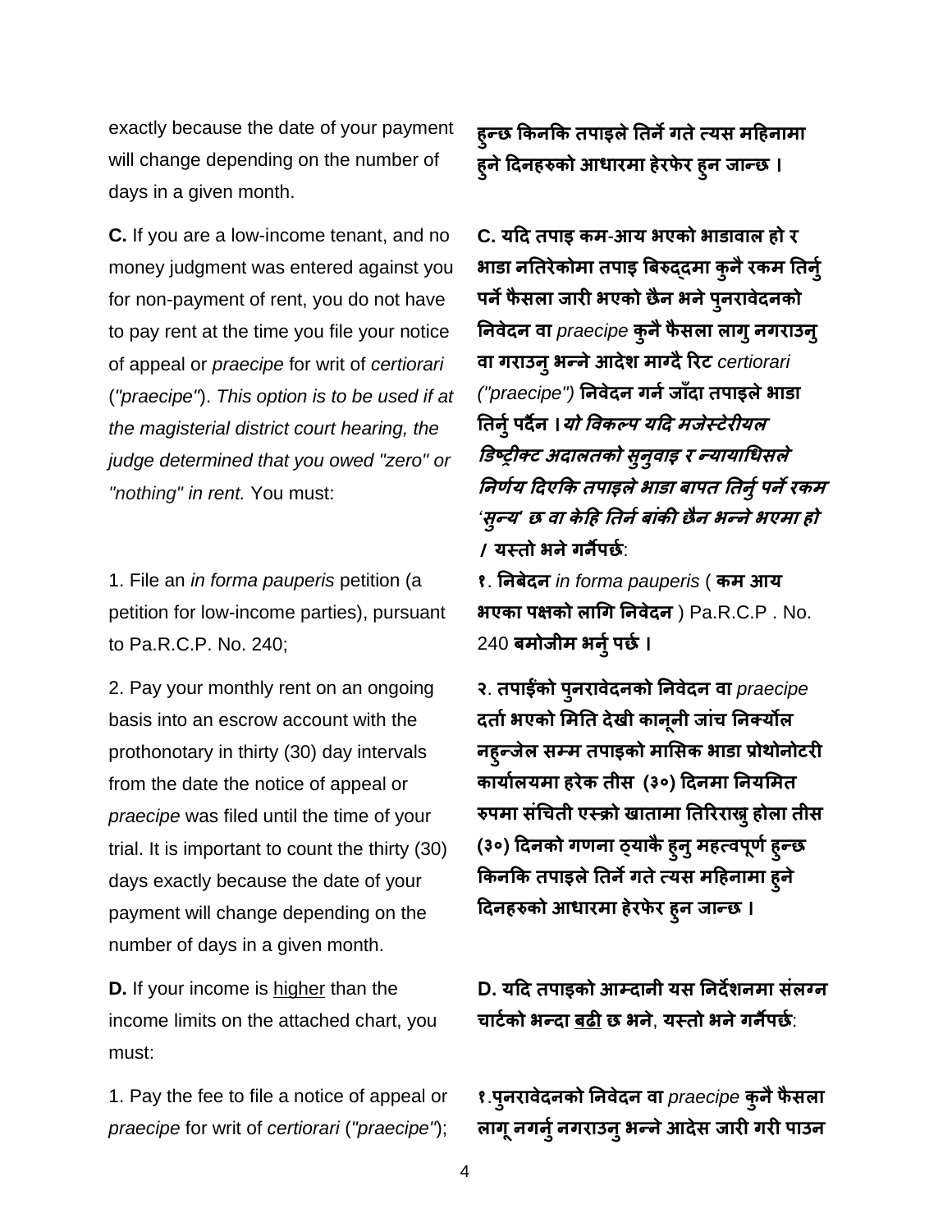exactly because the date of your payment will change depending on the number of days in a given month.

हुन्छ किनकि तपाइले तिर्ने गते त्यस महिनामा हुने दिनहरुको आधारमा हेरफेर हुन जान्छ ।

**C.** If you are a low-income tenant, and no money judgment was entered against you for non-payment of rent, you do not have to pay rent at the time you file your notice of appeal or *praecipe* for writ of *certiorari* (*"praecipe"*). *This option is to be used if at the magisterial district court hearing, the judge determined that you owed "zero" or "nothing" in rent.* You must:

**C. यदि तपाइ कम-आय भएको भाडावाल हो र भाडा नतिरेकोमा तपाइ बिरुद्दमा कुनै रकम तिर्नु पर्ने फैसला जारी भएको छैन भने पुनरावेदनको निवेदन वा** *praecipe* **कुनै फैसला लागु नगराउनु वा गराउनु भन्ने आदेश माग्दै रिट** *certiorari ("praecipe")* **निवेदन गर्न जाँदा तपाइले भाडा तिर्नु पर्दैन ।** ***यो विकल्प यदि मजेस्टेरीयल डिष्ट्रीक्ट अदालतको सुनुवाइ र न्यायाधिसले निर्णय दिएकि तपाइले भाडा बापत तिर्नु पर्ने रकम 'सुन्य' छ वा केहि तिर्न बांकी छैन भन्ने भएमा हो*** **/ यस्तो भने गर्नैपर्छ**:

1. File an *in forma pauperis* petition (a petition for low-income parties), pursuant to Pa.R.C.P. No. 240;

**१. निबेदन** *in forma pauperis* ( **कम आय भएका पक्षको लागि निवेदन** ) Pa.R.C.P . No. 240 **बमोजीम भर्नु पर्छ ।**

2. Pay your monthly rent on an ongoing basis into an escrow account with the prothonotary in thirty (30) day intervals from the date the notice of appeal or *praecipe* was filed until the time of your trial. It is important to count the thirty (30) days exactly because the date of your payment will change depending on the number of days in a given month.

**२. तपाईंको पुनरावेदनको निवेदन वा** *praecipe* **दर्ता भएको मिति देखी कानूनी जांच निर्क्योल नहुन्जेल सम्म तपाइको मासिक भाडा प्रोथोनोटरी कार्यालयमा हरेक तीस (३०) दिनमा नियमित रुपमा संचिती एस्क्रो खातामा तिरिराखु होला तीस (३०) दिनको गणना ठ्याकै हुनु महत्वपूर्ण हुन्छ किनकि तपाइले तिर्ने गते त्यस महिनामा हुने दिनहरुको आधारमा हेरफेर हुन जान्छ ।**

**D.** If your income is <u>higher</u> than the income limits on the attached chart, you must:

**D. यदि तपाइको आम्दानी यस निर्देशनमा संलग्न चार्टको भन्दा <u>बढी</u> छ भने, यस्तो भने गर्नैपर्छ**:

1. Pay the fee to file a notice of appeal or *praecipe* for writ of *certiorari* (*"praecipe"*);

**१.पुनरावेदनको निवेदन वा** *praecipe* **कुनै फैसला लागू नगर्नु नगराउनु भन्ने आदेस जारी गरी पाउन**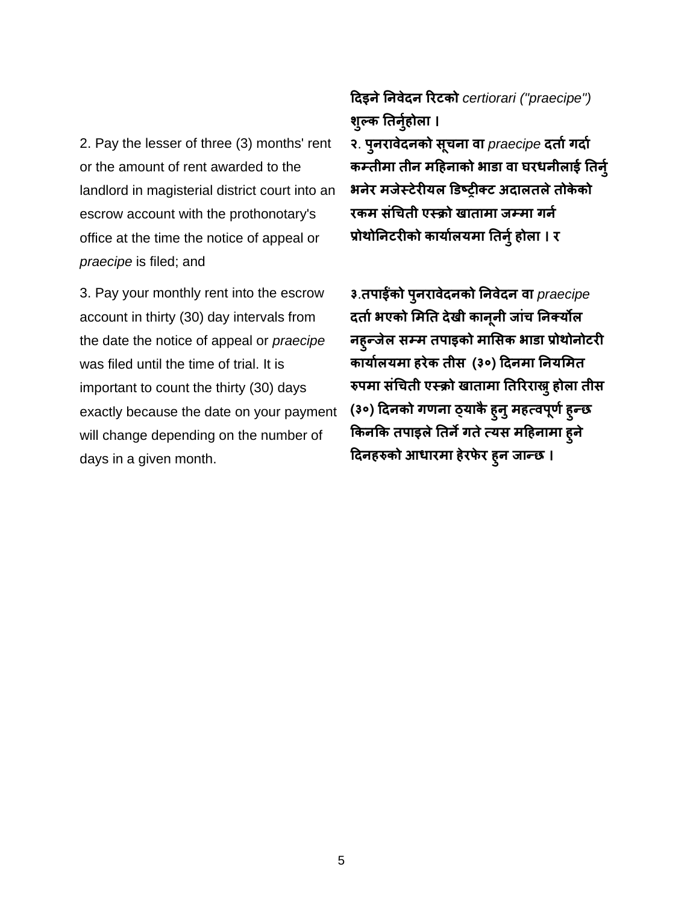**दिइने निवेदन रिटको** *certiorari ("praecipe")* **शुल्क तिर्नुहोला ।**

2. Pay the lesser of three (3) months' rent or the amount of rent awarded to the landlord in magisterial district court into an escrow account with the prothonotary's office at the time the notice of appeal or *praecipe* is filed; and

**२. पुनरावेदनको सूचना वा** *praecipe* **दर्ता गर्दा कम्तीमा तीन महिनाको भाडा वा घरधनीलाई तिर्नु भनेर मजेस्टेरीयल डिष्ट्रीक्ट अदालतले तोकेको रकम संचिती एस्क्रो खातामा जम्मा गर्न प्रोथोनिटरीको कार्यालयमा तिर्नु होला । र**

3. Pay your monthly rent into the escrow account in thirty (30) day intervals from the date the notice of appeal or *praecipe* was filed until the time of trial. It is important to count the thirty (30) days exactly because the date on your payment will change depending on the number of days in a given month.

**३.तपाईंको पुनरावेदनको निवेदन वा** *praecipe* **दर्ता भएको मिति देखी कानूनी जांच निर्क्योल नहुन्जेल सम्म तपाइको मासिक भाडा प्रोथोनोटरी कार्यालयमा हरेक तीस (३०) दिनमा नियमित रुपमा संचिती एस्क्रो खातामा तिरिराखु होला तीस (३०) दिनको गणना ठ्याकै हुनु महत्वपूर्ण हुन्छ किनकि तपाइले तिर्ने गते त्यस महिनामा हुने दिनहरुको आधारमा हेरफेर हुन जान्छ ।**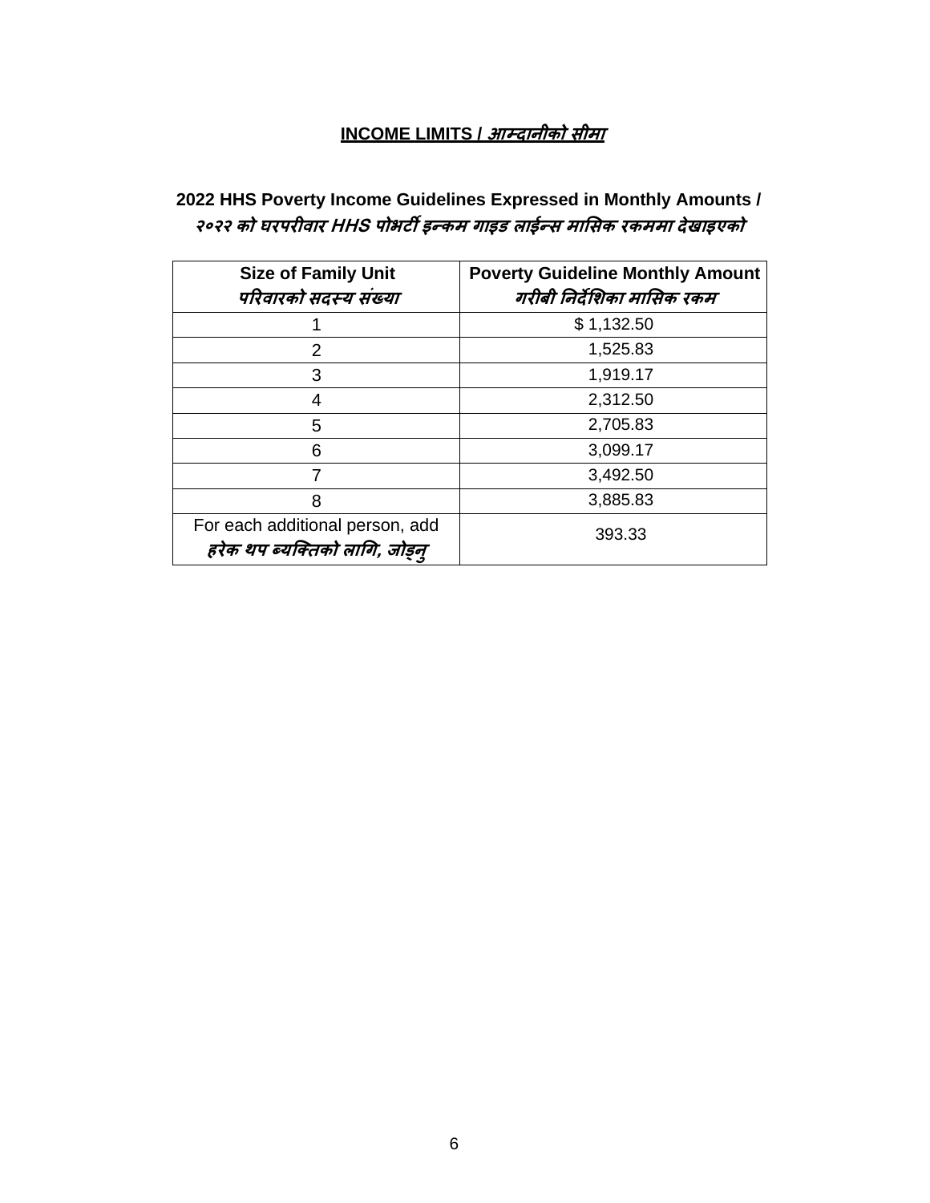## INCOME LIMITS / *आम्दानीको सीमा*

### 2022 HHS Poverty Income Guidelines Expressed in Monthly Amounts / *२०२२ को घरपरीवार HHS पोभर्टी इन्कम गाइड लाईन्स मासिक रकममा देखाइएको*

| Size of Family Unit *परिवारको सदस्य संख्या* | Poverty Guideline Monthly Amount *गरीबी निर्देशिका मासिक रकम* |
|---|---|
| 1 | $ 1,132.50 |
| 2 | 1,525.83 |
| 3 | 1,919.17 |
| 4 | 2,312.50 |
| 5 | 2,705.83 |
| 6 | 3,099.17 |
| 7 | 3,492.50 |
| 8 | 3,885.83 |
| For each additional person, add *हरेक थप ब्यक्तिको लागि, जोड्नु* | 393.33 |